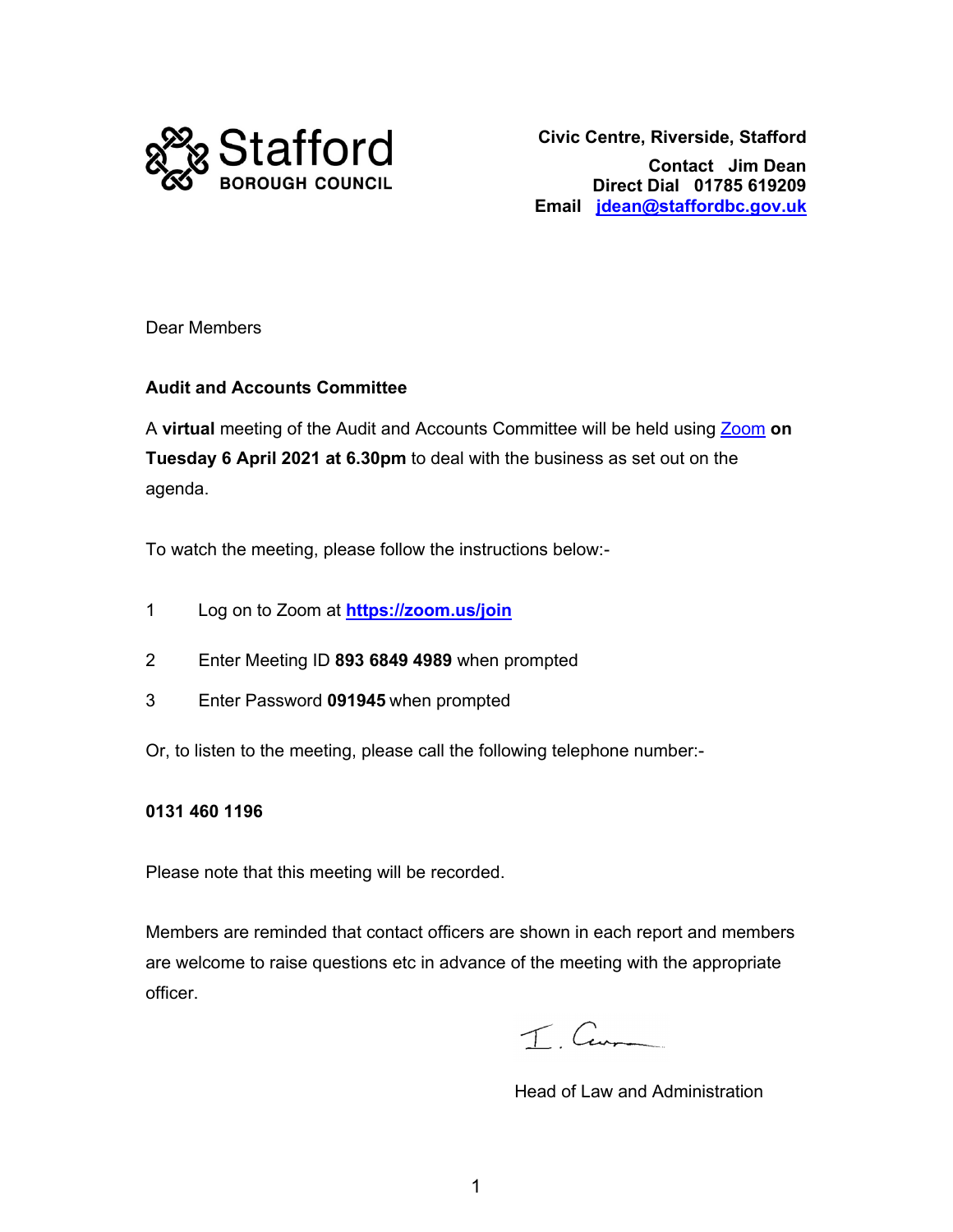Stafford BOROUGH COUNCIL

**Civic Centre, Riverside, Stafford**

**Contact** **Jim Dean**
**Direct Dial** **01785 619209**
**Email** **jdean@staffordbc.gov.uk**

Dear Members

**Audit and Accounts Committee**

A **virtual** meeting of the Audit and Accounts Committee will be held using Zoom **on Tuesday 6 April 2021 at 6.30pm** to deal with the business as set out on the agenda.

To watch the meeting, please follow the instructions below:-

1 Log on to Zoom at **https://zoom.us/join**

2 Enter Meeting ID **893 6849 4989** when prompted

3 Enter Password **091945** when prompted

Or, to listen to the meeting, please call the following telephone number:-

**0131 460 1196**

Please note that this meeting will be recorded.

Members are reminded that contact officers are shown in each report and members are welcome to raise questions etc in advance of the meeting with the appropriate officer.

Head of Law and Administration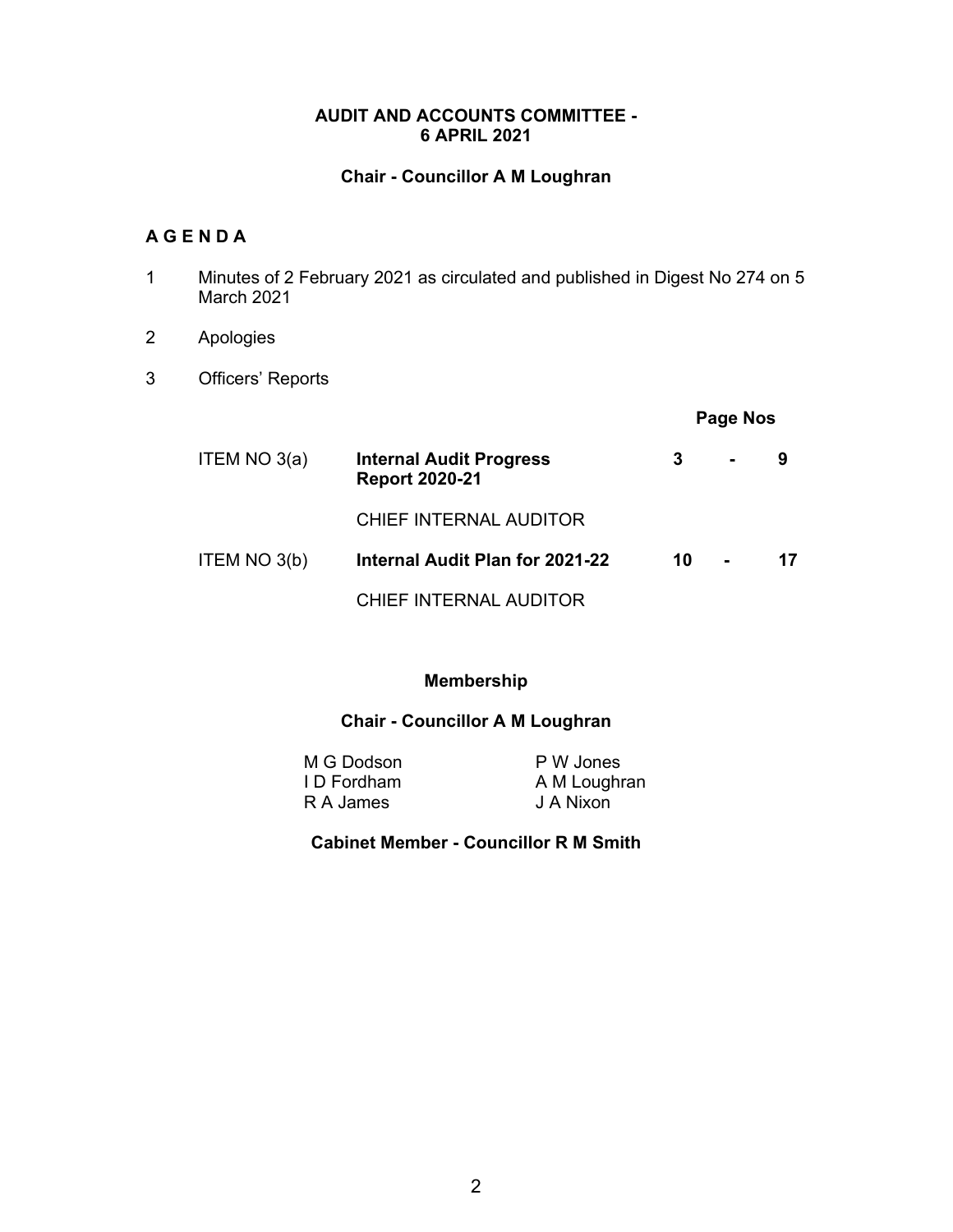**AUDIT AND ACCOUNTS COMMITTEE -**
**6 APRIL 2021**

**Chair - Councillor A M Loughran**

## A G E N D A

1 Minutes of 2 February 2021 as circulated and published in Digest No 274 on 5 March 2021

2 Apologies

3 Officers' Reports

| | | Page Nos |
|---|---|---|
| ITEM NO 3(a) | **Internal Audit Progress Report 2020-21** | **3 - 9** |
| | CHIEF INTERNAL AUDITOR | |
| ITEM NO 3(b) | **Internal Audit Plan for 2021-22** | **10 - 17** |
| | CHIEF INTERNAL AUDITOR | |

**Membership**

**Chair - Councillor A M Loughran**

| | |
|---|---|
| M G Dodson | P W Jones |
| I D Fordham | A M Loughran |
| R A James | J A Nixon |

**Cabinet Member - Councillor R M Smith**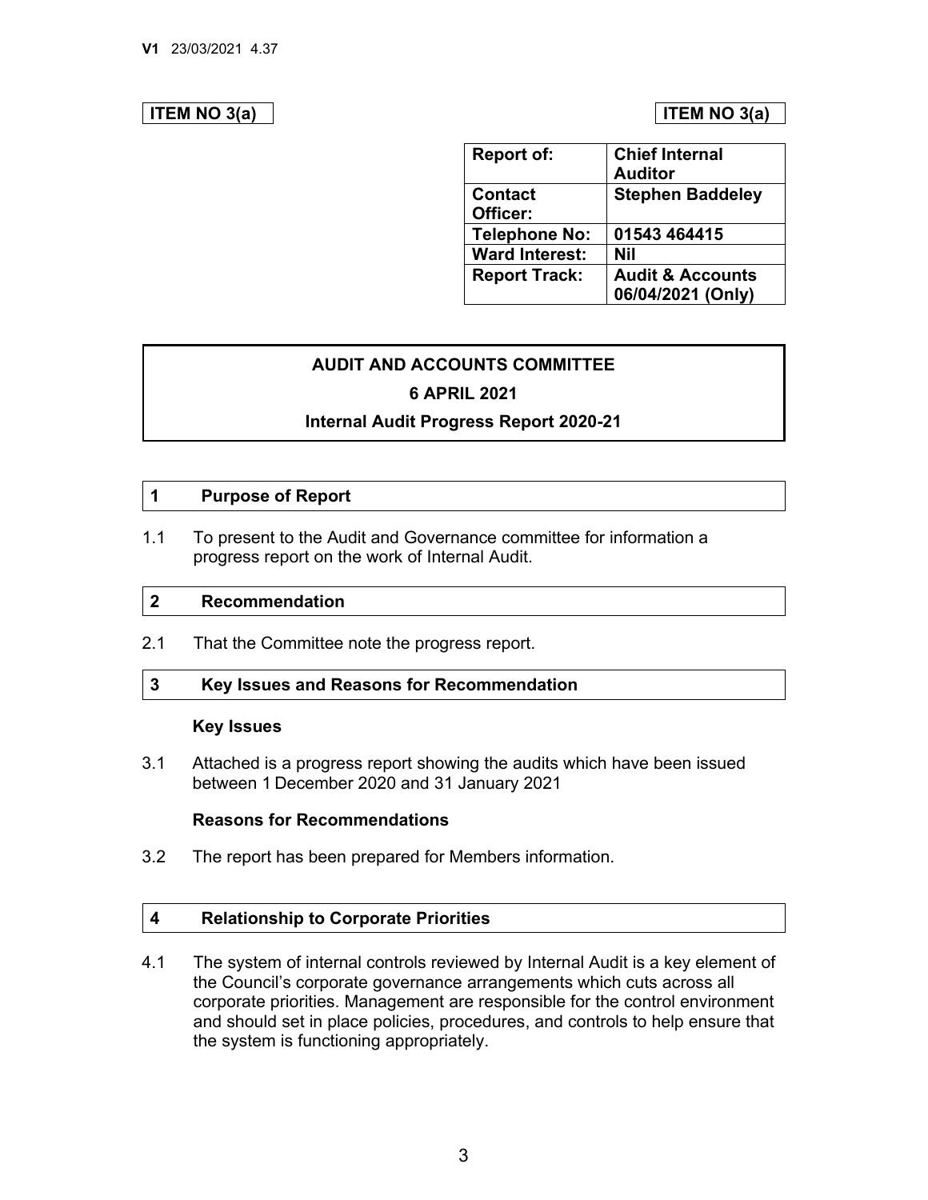V1 23/03/2021 4.37

ITEM NO 3(a)

| Report of: | Chief Internal Auditor |
|---|---|
| Contact Officer: | Stephen Baddeley |
| Telephone No: | 01543 464415 |
| Ward Interest: | Nil |
| Report Track: | Audit & Accounts 06/04/2021 (Only) |

# AUDIT AND ACCOUNTS COMMITTEE

## 6 APRIL 2021

## Internal Audit Progress Report 2020-21

## 1 Purpose of Report

1.1 To present to the Audit and Governance committee for information a progress report on the work of Internal Audit.

## 2 Recommendation

2.1 That the Committee note the progress report.

## 3 Key Issues and Reasons for Recommendation

### Key Issues

3.1 Attached is a progress report showing the audits which have been issued between 1 December 2020 and 31 January 2021

### Reasons for Recommendations

3.2 The report has been prepared for Members information.

## 4 Relationship to Corporate Priorities

4.1 The system of internal controls reviewed by Internal Audit is a key element of the Council's corporate governance arrangements which cuts across all corporate priorities. Management are responsible for the control environment and should set in place policies, procedures, and controls to help ensure that the system is functioning appropriately.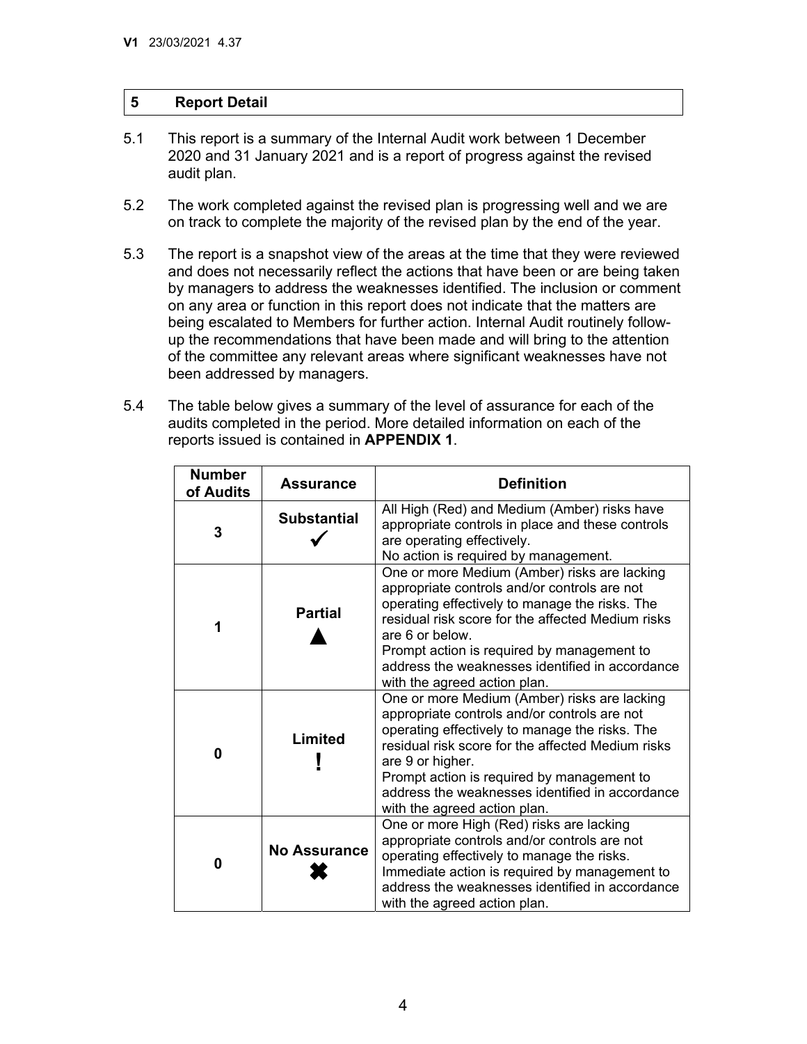## 5 Report Detail

5.1 This report is a summary of the Internal Audit work between 1 December 2020 and 31 January 2021 and is a report of progress against the revised audit plan.

5.2 The work completed against the revised plan is progressing well and we are on track to complete the majority of the revised plan by the end of the year.

5.3 The report is a snapshot view of the areas at the time that they were reviewed and does not necessarily reflect the actions that have been or are being taken by managers to address the weaknesses identified. The inclusion or comment on any area or function in this report does not indicate that the matters are being escalated to Members for further action. Internal Audit routinely follow-up the recommendations that have been made and will bring to the attention of the committee any relevant areas where significant weaknesses have not been addressed by managers.

5.4 The table below gives a summary of the level of assurance for each of the audits completed in the period. More detailed information on each of the reports issued is contained in **APPENDIX 1**.

| Number of Audits | Assurance | Definition |
|---|---|---|
| 3 | **Substantial** ✓ | All High (Red) and Medium (Amber) risks have appropriate controls in place and these controls are operating effectively.<br>No action is required by management. |
| 1 | **Partial** ▲ | One or more Medium (Amber) risks are lacking appropriate controls and/or controls are not operating effectively to manage the risks. The residual risk score for the affected Medium risks are 6 or below.<br>Prompt action is required by management to address the weaknesses identified in accordance with the agreed action plan. |
| 0 | **Limited** ! | One or more Medium (Amber) risks are lacking appropriate controls and/or controls are not operating effectively to manage the risks. The residual risk score for the affected Medium risks are 9 or higher.<br>Prompt action is required by management to address the weaknesses identified in accordance with the agreed action plan. |
| 0 | **No Assurance** ✖ | One or more High (Red) risks are lacking appropriate controls and/or controls are not operating effectively to manage the risks.<br>Immediate action is required by management to address the weaknesses identified in accordance with the agreed action plan. |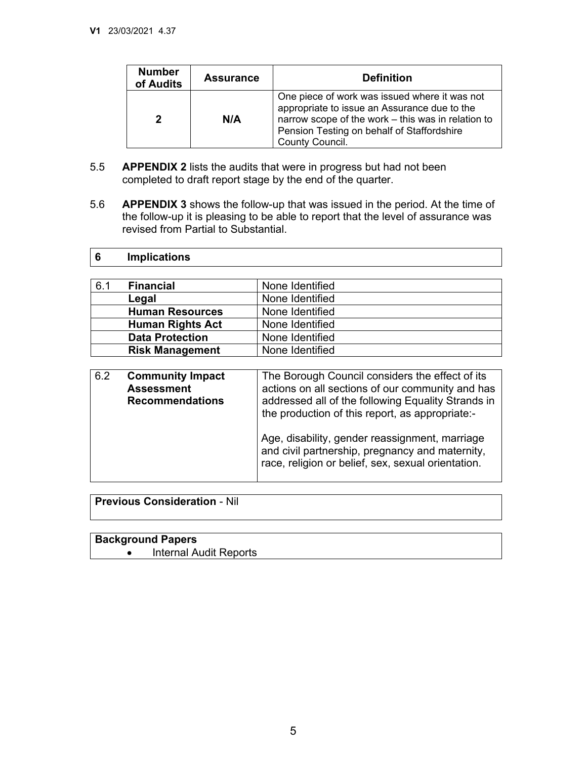| Number of Audits | Assurance | Definition |
| --- | --- | --- |
| 2 | N/A | One piece of work was issued where it was not appropriate to issue an Assurance due to the narrow scope of the work – this was in relation to Pension Testing on behalf of Staffordshire County Council. |

5.5 **APPENDIX 2** lists the audits that were in progress but had not been completed to draft report stage by the end of the quarter.

5.6 **APPENDIX 3** shows the follow-up that was issued in the period. At the time of the follow-up it is pleasing to be able to report that the level of assurance was revised from Partial to Substantial.

## 6 Implications

| 6.1 | | |
| --- | --- | --- |
| | **Financial** | None Identified |
| | **Legal** | None Identified |
| | **Human Resources** | None Identified |
| | **Human Rights Act** | None Identified |
| | **Data Protection** | None Identified |
| | **Risk Management** | None Identified |

| 6.2 | **Community Impact Assessment Recommendations** | The Borough Council considers the effect of its actions on all sections of our community and has addressed all of the following Equality Strands in the production of this report, as appropriate:-<br><br>Age, disability, gender reassignment, marriage and civil partnership, pregnancy and maternity, race, religion or belief, sex, sexual orientation. |
| --- | --- | --- |

**Previous Consideration** - Nil

**Background Papers**

- Internal Audit Reports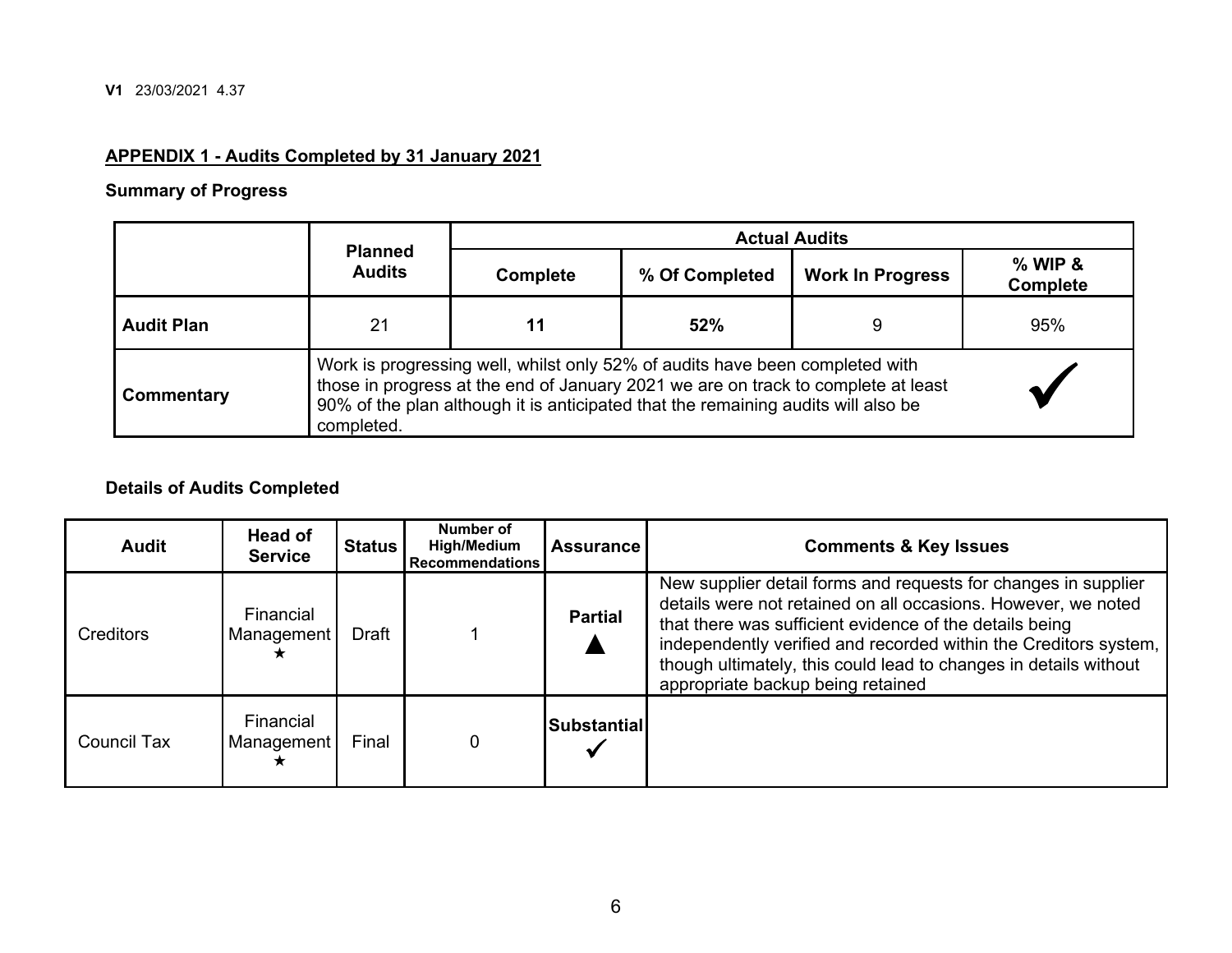V1 23/03/2021 4.37

## APPENDIX 1 - Audits Completed by 31 January 2021

### Summary of Progress

| | Planned Audits | Actual Audits | | | |
|---|---|---|---|---|---|
| | | Complete | % Of Completed | Work In Progress | % WIP & Complete |
| **Audit Plan** | 21 | **11** | **52%** | 9 | 95% |
| **Commentary** | Work is progressing well, whilst only 52% of audits have been completed with those in progress at the end of January 2021 we are on track to complete at least 90% of the plan although it is anticipated that the remaining audits will also be completed. | | | | ✔ |

### Details of Audits Completed

| Audit | Head of Service | Status | Number of High/Medium Recommendations | Assurance | Comments & Key Issues |
|---|---|---|---|---|---|
| Creditors | Financial Management ★ | Draft | 1 | **Partial** ▲ | New supplier detail forms and requests for changes in supplier details were not retained on all occasions. However, we noted that there was sufficient evidence of the details being independently verified and recorded within the Creditors system, though ultimately, this could lead to changes in details without appropriate backup being retained |
| Council Tax | Financial Management ★ | Final | 0 | **Substantial** ✓ | |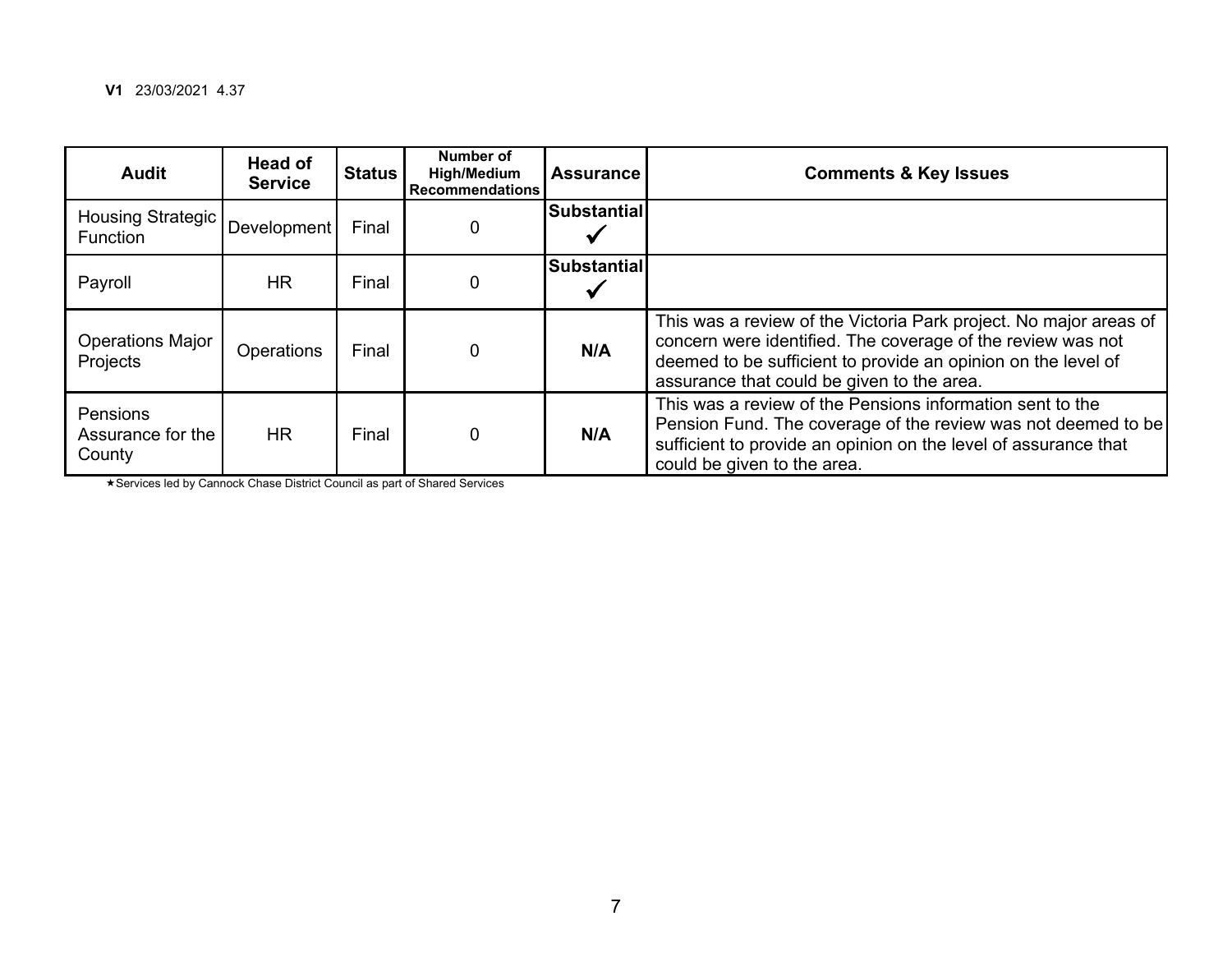**V1** 23/03/2021 4.37

| Audit | Head of Service | Status | Number of High/Medium Recommendations | Assurance | Comments & Key Issues |
|---|---|---|---|---|---|
| Housing Strategic Function | Development | Final | 0 | **Substantial** ✓ | |
| Payroll | HR | Final | 0 | **Substantial** ✓ | |
| Operations Major Projects | Operations | Final | 0 | **N/A** | This was a review of the Victoria Park project. No major areas of concern were identified. The coverage of the review was not deemed to be sufficient to provide an opinion on the level of assurance that could be given to the area. |
| Pensions Assurance for the County | HR | Final | 0 | **N/A** | This was a review of the Pensions information sent to the Pension Fund. The coverage of the review was not deemed to be sufficient to provide an opinion on the level of assurance that could be given to the area. |

★Services led by Cannock Chase District Council as part of Shared Services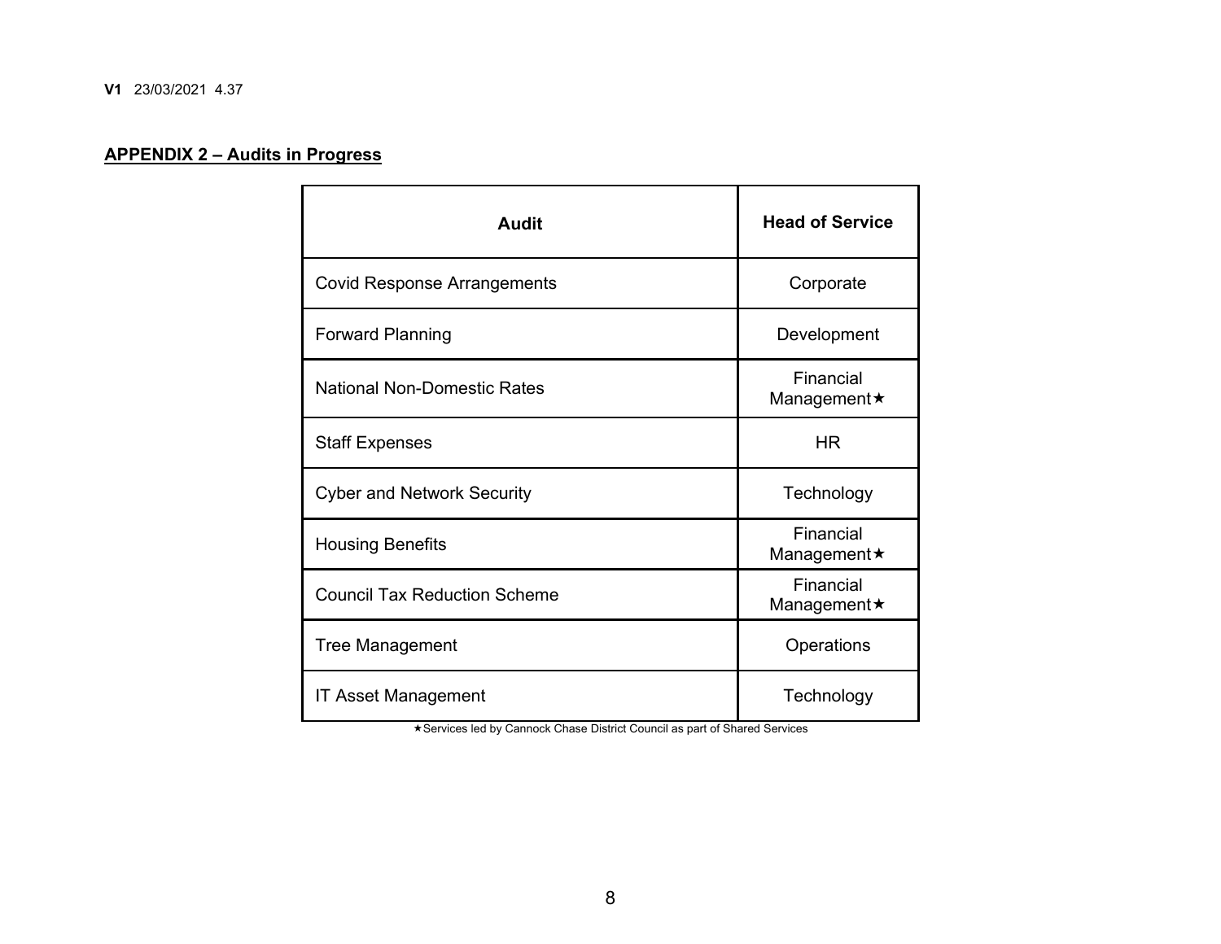**V1** 23/03/2021 4.37

## APPENDIX 2 – Audits in Progress

| Audit | Head of Service |
| --- | --- |
| Covid Response Arrangements | Corporate |
| Forward Planning | Development |
| National Non-Domestic Rates | Financial Management★ |
| Staff Expenses | HR |
| Cyber and Network Security | Technology |
| Housing Benefits | Financial Management★ |
| Council Tax Reduction Scheme | Financial Management★ |
| Tree Management | Operations |
| IT Asset Management | Technology |

★Services led by Cannock Chase District Council as part of Shared Services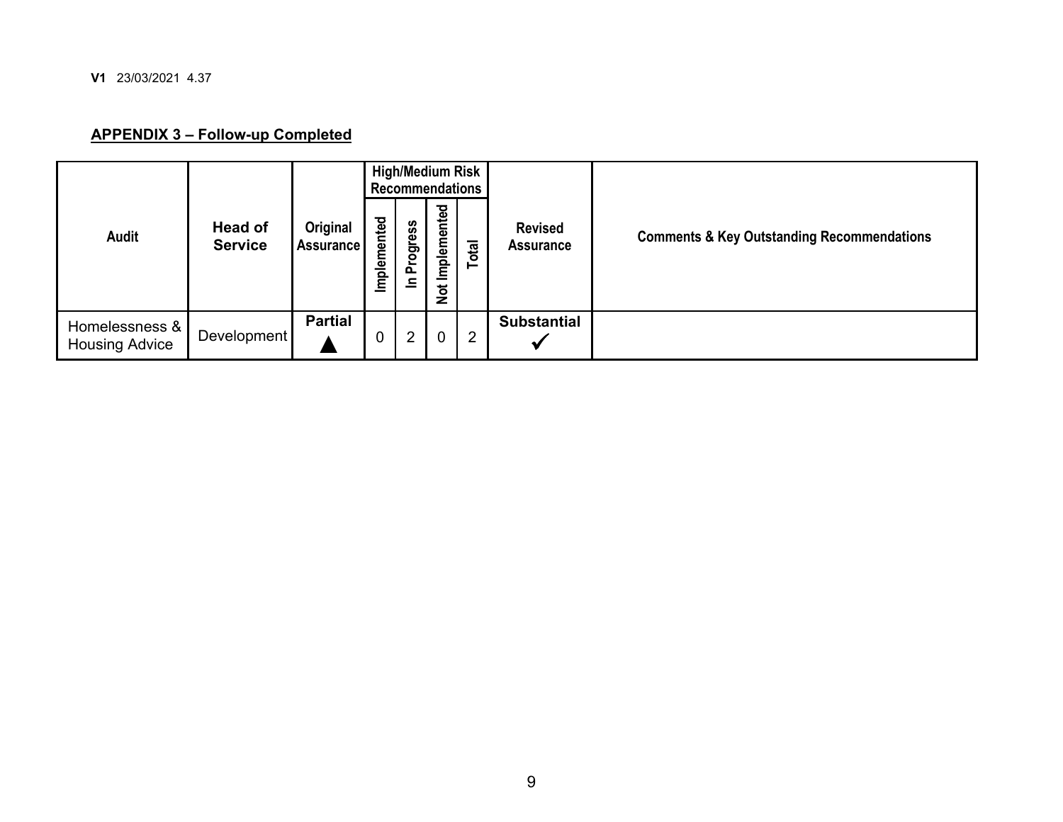V1 23/03/2021 4.37

**APPENDIX 3 – Follow-up Completed**

| Audit | Head of Service | Original Assurance | High/Medium Risk Recommendations | | | | Revised Assurance | Comments & Key Outstanding Recommendations |
|---|---|---|---|---|---|---|---|---|
| | | | Implemented | In Progress | Not Implemented | Total | | |
| Homelessness & Housing Advice | Development | **Partial** ▲ | 0 | 2 | 0 | 2 | **Substantial** ✓ | |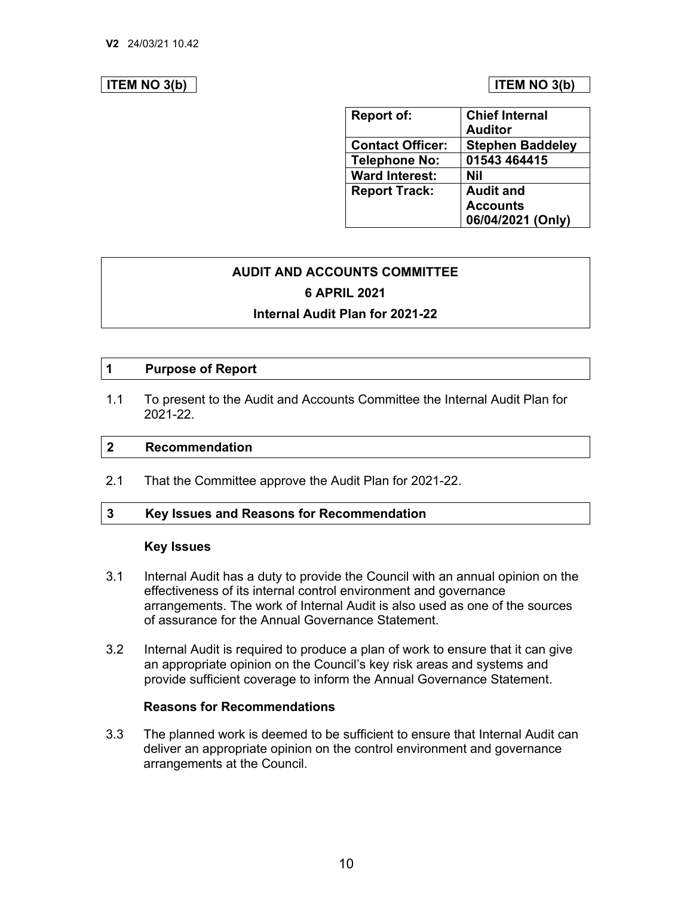**V2** 24/03/21 10.42

**ITEM NO 3(b)** **ITEM NO 3(b)**

| **Report of:** | **Chief Internal Auditor** |
|---|---|
| **Contact Officer:** | **Stephen Baddeley** |
| **Telephone No:** | **01543 464415** |
| **Ward Interest:** | **Nil** |
| **Report Track:** | **Audit and Accounts 06/04/2021 (Only)** |

**AUDIT AND ACCOUNTS COMMITTEE**

**6 APRIL 2021**

**Internal Audit Plan for 2021-22**

## 1 Purpose of Report

1.1 To present to the Audit and Accounts Committee the Internal Audit Plan for 2021-22.

## 2 Recommendation

2.1 That the Committee approve the Audit Plan for 2021-22.

## 3 Key Issues and Reasons for Recommendation

**Key Issues**

3.1 Internal Audit has a duty to provide the Council with an annual opinion on the effectiveness of its internal control environment and governance arrangements. The work of Internal Audit is also used as one of the sources of assurance for the Annual Governance Statement.

3.2 Internal Audit is required to produce a plan of work to ensure that it can give an appropriate opinion on the Council's key risk areas and systems and provide sufficient coverage to inform the Annual Governance Statement.

**Reasons for Recommendations**

3.3 The planned work is deemed to be sufficient to ensure that Internal Audit can deliver an appropriate opinion on the control environment and governance arrangements at the Council.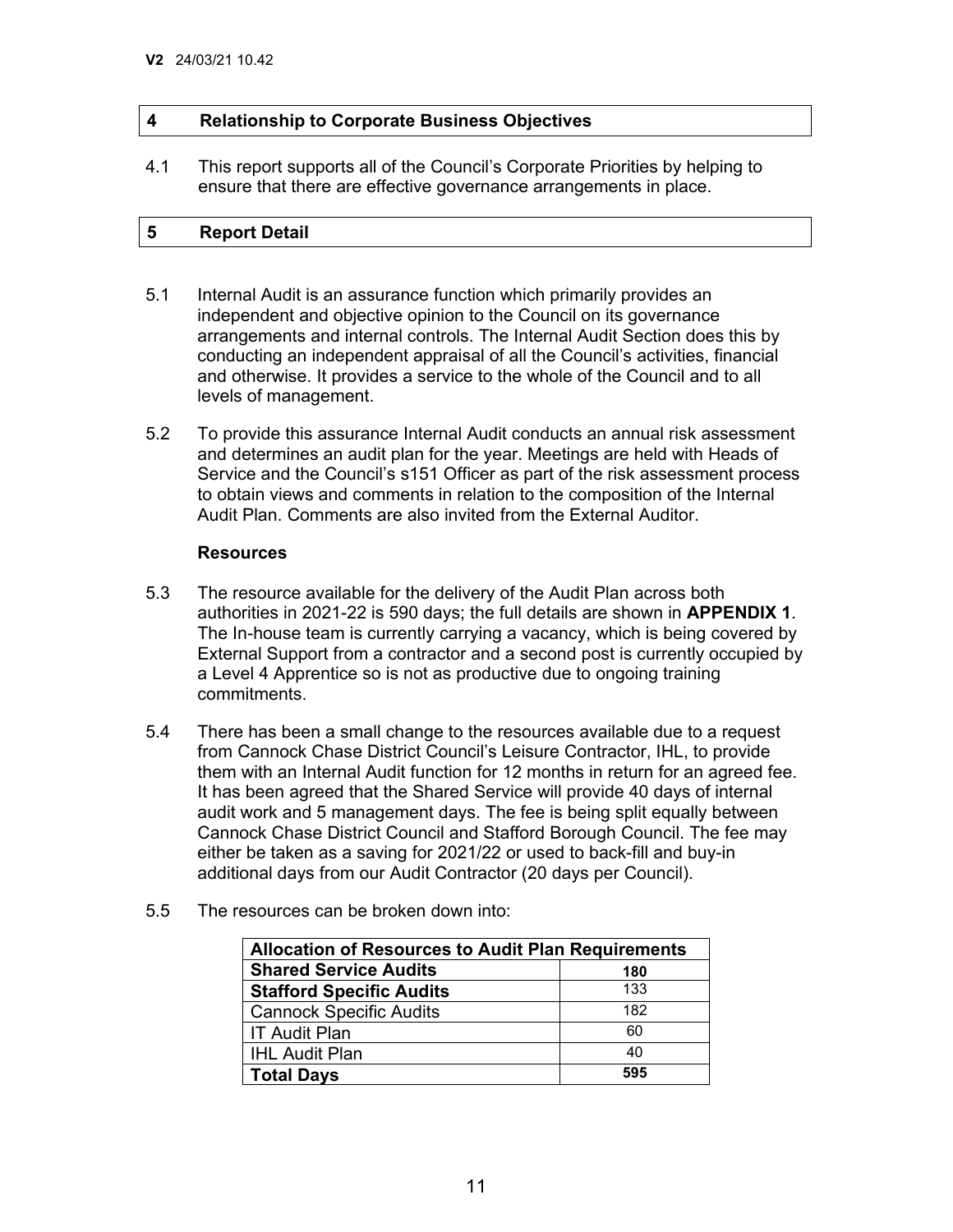V2 24/03/21 10.42

## 4 Relationship to Corporate Business Objectives

4.1 This report supports all of the Council's Corporate Priorities by helping to ensure that there are effective governance arrangements in place.

## 5 Report Detail

5.1 Internal Audit is an assurance function which primarily provides an independent and objective opinion to the Council on its governance arrangements and internal controls. The Internal Audit Section does this by conducting an independent appraisal of all the Council's activities, financial and otherwise. It provides a service to the whole of the Council and to all levels of management.

5.2 To provide this assurance Internal Audit conducts an annual risk assessment and determines an audit plan for the year. Meetings are held with Heads of Service and the Council's s151 Officer as part of the risk assessment process to obtain views and comments in relation to the composition of the Internal Audit Plan. Comments are also invited from the External Auditor.

**Resources**

5.3 The resource available for the delivery of the Audit Plan across both authorities in 2021-22 is 590 days; the full details are shown in **APPENDIX 1**. The In-house team is currently carrying a vacancy, which is being covered by External Support from a contractor and a second post is currently occupied by a Level 4 Apprentice so is not as productive due to ongoing training commitments.

5.4 There has been a small change to the resources available due to a request from Cannock Chase District Council's Leisure Contractor, IHL, to provide them with an Internal Audit function for 12 months in return for an agreed fee. It has been agreed that the Shared Service will provide 40 days of internal audit work and 5 management days. The fee is being split equally between Cannock Chase District Council and Stafford Borough Council. The fee may either be taken as a saving for 2021/22 or used to back-fill and buy-in additional days from our Audit Contractor (20 days per Council).

5.5 The resources can be broken down into:

| **Allocation of Resources to Audit Plan Requirements** | |
|---|---|
| **Shared Service Audits** | **180** |
| **Stafford Specific Audits** | 133 |
| Cannock Specific Audits | 182 |
| IT Audit Plan | 60 |
| IHL Audit Plan | 40 |
| **Total Days** | **595** |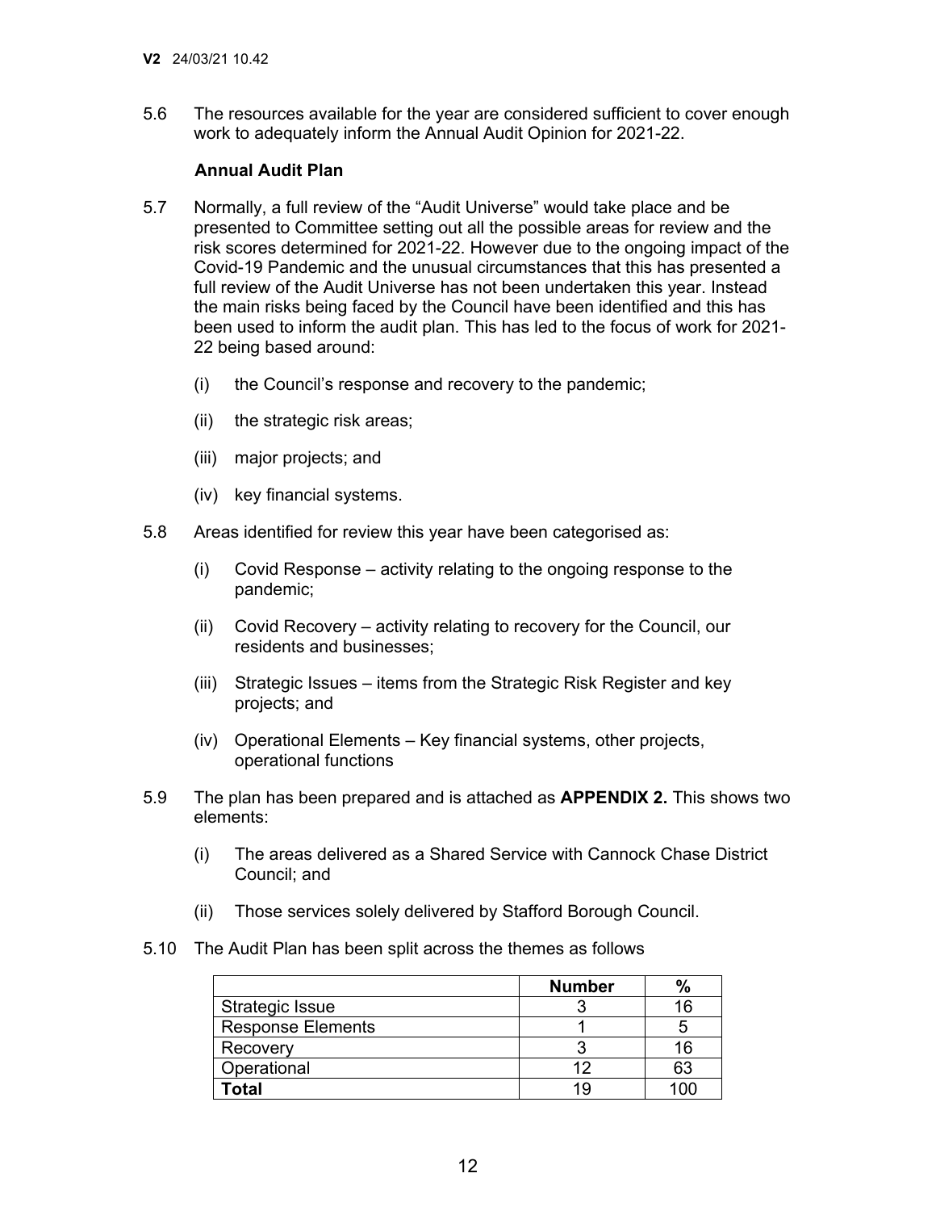5.6 The resources available for the year are considered sufficient to cover enough work to adequately inform the Annual Audit Opinion for 2021-22.

**Annual Audit Plan**

5.7 Normally, a full review of the "Audit Universe" would take place and be presented to Committee setting out all the possible areas for review and the risk scores determined for 2021-22. However due to the ongoing impact of the Covid-19 Pandemic and the unusual circumstances that this has presented a full review of the Audit Universe has not been undertaken this year. Instead the main risks being faced by the Council have been identified and this has been used to inform the audit plan. This has led to the focus of work for 2021-22 being based around:

(i) the Council's response and recovery to the pandemic;

(ii) the strategic risk areas;

(iii) major projects; and

(iv) key financial systems.

5.8 Areas identified for review this year have been categorised as:

(i) Covid Response – activity relating to the ongoing response to the pandemic;

(ii) Covid Recovery – activity relating to recovery for the Council, our residents and businesses;

(iii) Strategic Issues – items from the Strategic Risk Register and key projects; and

(iv) Operational Elements – Key financial systems, other projects, operational functions

5.9 The plan has been prepared and is attached as **APPENDIX 2.** This shows two elements:

(i) The areas delivered as a Shared Service with Cannock Chase District Council; and

(ii) Those services solely delivered by Stafford Borough Council.

5.10 The Audit Plan has been split across the themes as follows

| | **Number** | **%** |
|---|---|---|
| Strategic Issue | 3 | 16 |
| Response Elements | 1 | 5 |
| Recovery | 3 | 16 |
| Operational | 12 | 63 |
| **Total** | 19 | 100 |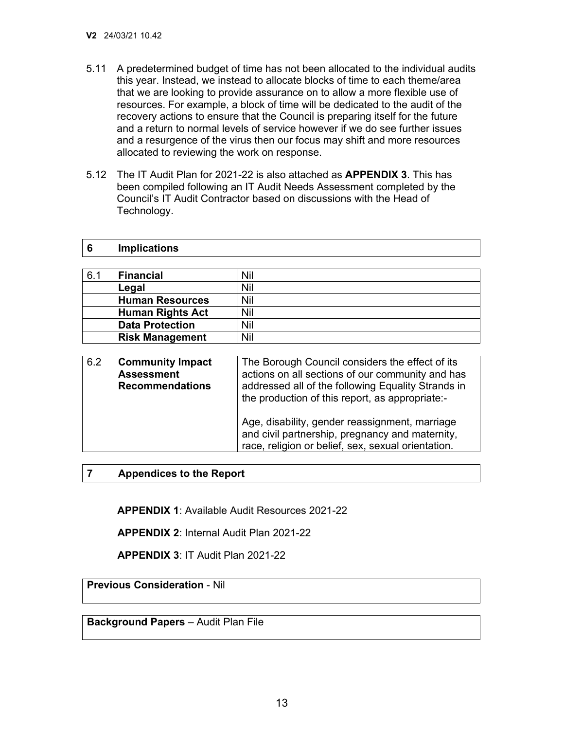5.11 A predetermined budget of time has not been allocated to the individual audits this year. Instead, we instead to allocate blocks of time to each theme/area that we are looking to provide assurance on to allow a more flexible use of resources. For example, a block of time will be dedicated to the audit of the recovery actions to ensure that the Council is preparing itself for the future and a return to normal levels of service however if we do see further issues and a resurgence of the virus then our focus may shift and more resources allocated to reviewing the work on response.

5.12 The IT Audit Plan for 2021-22 is also attached as **APPENDIX 3**. This has been compiled following an IT Audit Needs Assessment completed by the Council's IT Audit Contractor based on discussions with the Head of Technology.

## 6 Implications

| | | |
|---|---|---|
| 6.1 | **Financial** | Nil |
| | **Legal** | Nil |
| | **Human Resources** | Nil |
| | **Human Rights Act** | Nil |
| | **Data Protection** | Nil |
| | **Risk Management** | Nil |

| | | |
|---|---|---|
| 6.2 | **Community Impact Assessment Recommendations** | The Borough Council considers the effect of its actions on all sections of our community and has addressed all of the following Equality Strands in the production of this report, as appropriate:-<br><br>Age, disability, gender reassignment, marriage and civil partnership, pregnancy and maternity, race, religion or belief, sex, sexual orientation. |

## 7 Appendices to the Report

**APPENDIX 1**: Available Audit Resources 2021-22

**APPENDIX 2**: Internal Audit Plan 2021-22

**APPENDIX 3**: IT Audit Plan 2021-22

**Previous Consideration** - Nil

**Background Papers** – Audit Plan File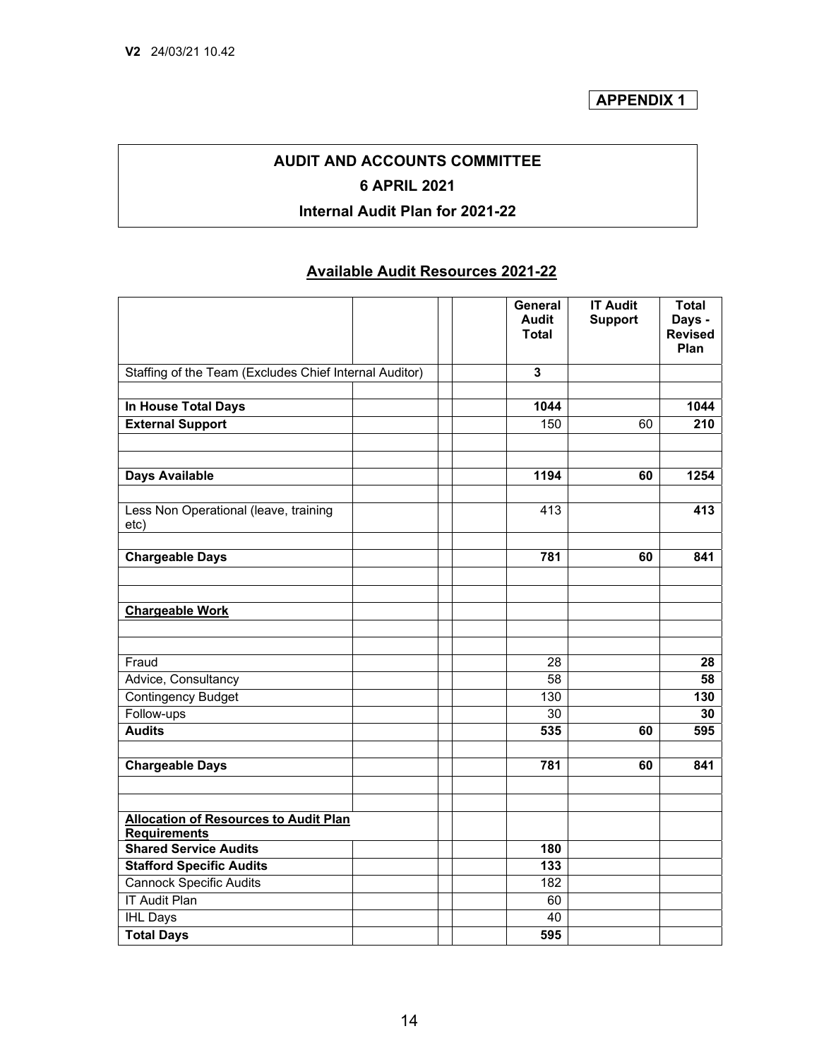V2 24/03/21 10.42

**APPENDIX 1**

# AUDIT AND ACCOUNTS COMMITTEE

## 6 APRIL 2021

## Internal Audit Plan for 2021-22

### Available Audit Resources 2021-22

| | General Audit Total | IT Audit Support | Total Days - Revised Plan |
|---|---|---|---|
| Staffing of the Team (Excludes Chief Internal Auditor) | **3** | | |
| | | | |
| **In House Total Days** | **1044** | | **1044** |
| **External Support** | 150 | 60 | **210** |
| | | | |
| | | | |
| **Days Available** | **1194** | **60** | **1254** |
| | | | |
| Less Non Operational (leave, training etc) | 413 | | **413** |
| | | | |
| **Chargeable Days** | **781** | **60** | **841** |
| | | | |
| | | | |
| **Chargeable Work** | | | |
| | | | |
| | | | |
| Fraud | 28 | | **28** |
| Advice, Consultancy | 58 | | **58** |
| Contingency Budget | 130 | | **130** |
| Follow-ups | 30 | | **30** |
| **Audits** | **535** | **60** | **595** |
| | | | |
| **Chargeable Days** | **781** | **60** | **841** |
| | | | |
| | | | |
| **Allocation of Resources to Audit Plan Requirements** | | | |
| **Shared Service Audits** | **180** | | |
| **Stafford Specific Audits** | **133** | | |
| Cannock Specific Audits | 182 | | |
| IT Audit Plan | 60 | | |
| IHL Days | 40 | | |
| **Total Days** | **595** | | |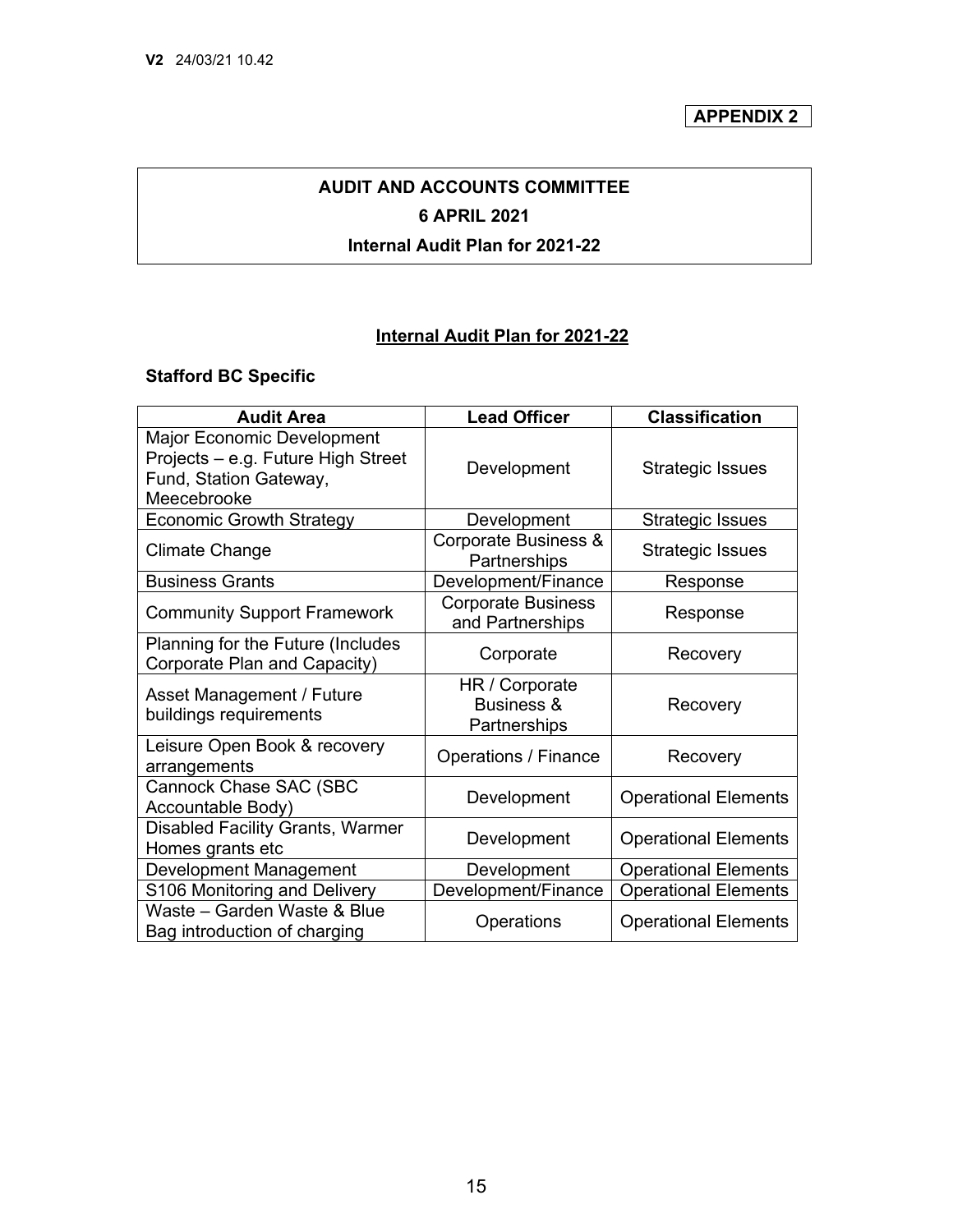V2 24/03/21 10.42

**APPENDIX 2**

**AUDIT AND ACCOUNTS COMMITTEE**

**6 APRIL 2021**

**Internal Audit Plan for 2021-22**

## Internal Audit Plan for 2021-22

### Stafford BC Specific

| Audit Area | Lead Officer | Classification |
|---|---|---|
| Major Economic Development Projects – e.g. Future High Street Fund, Station Gateway, Meecebrooke | Development | Strategic Issues |
| Economic Growth Strategy | Development | Strategic Issues |
| Climate Change | Corporate Business & Partnerships | Strategic Issues |
| Business Grants | Development/Finance | Response |
| Community Support Framework | Corporate Business and Partnerships | Response |
| Planning for the Future (Includes Corporate Plan and Capacity) | Corporate | Recovery |
| Asset Management / Future buildings requirements | HR / Corporate Business & Partnerships | Recovery |
| Leisure Open Book & recovery arrangements | Operations / Finance | Recovery |
| Cannock Chase SAC (SBC Accountable Body) | Development | Operational Elements |
| Disabled Facility Grants, Warmer Homes grants etc | Development | Operational Elements |
| Development Management | Development | Operational Elements |
| S106 Monitoring and Delivery | Development/Finance | Operational Elements |
| Waste – Garden Waste & Blue Bag introduction of charging | Operations | Operational Elements |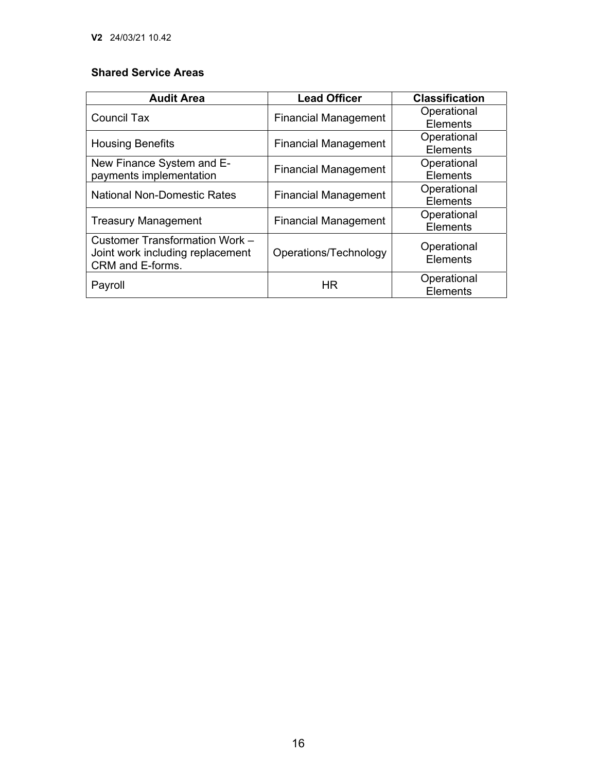**Shared Service Areas**

| Audit Area | Lead Officer | Classification |
| --- | --- | --- |
| Council Tax | Financial Management | Operational Elements |
| Housing Benefits | Financial Management | Operational Elements |
| New Finance System and E-payments implementation | Financial Management | Operational Elements |
| National Non-Domestic Rates | Financial Management | Operational Elements |
| Treasury Management | Financial Management | Operational Elements |
| Customer Transformation Work – Joint work including replacement CRM and E-forms. | Operations/Technology | Operational Elements |
| Payroll | HR | Operational Elements |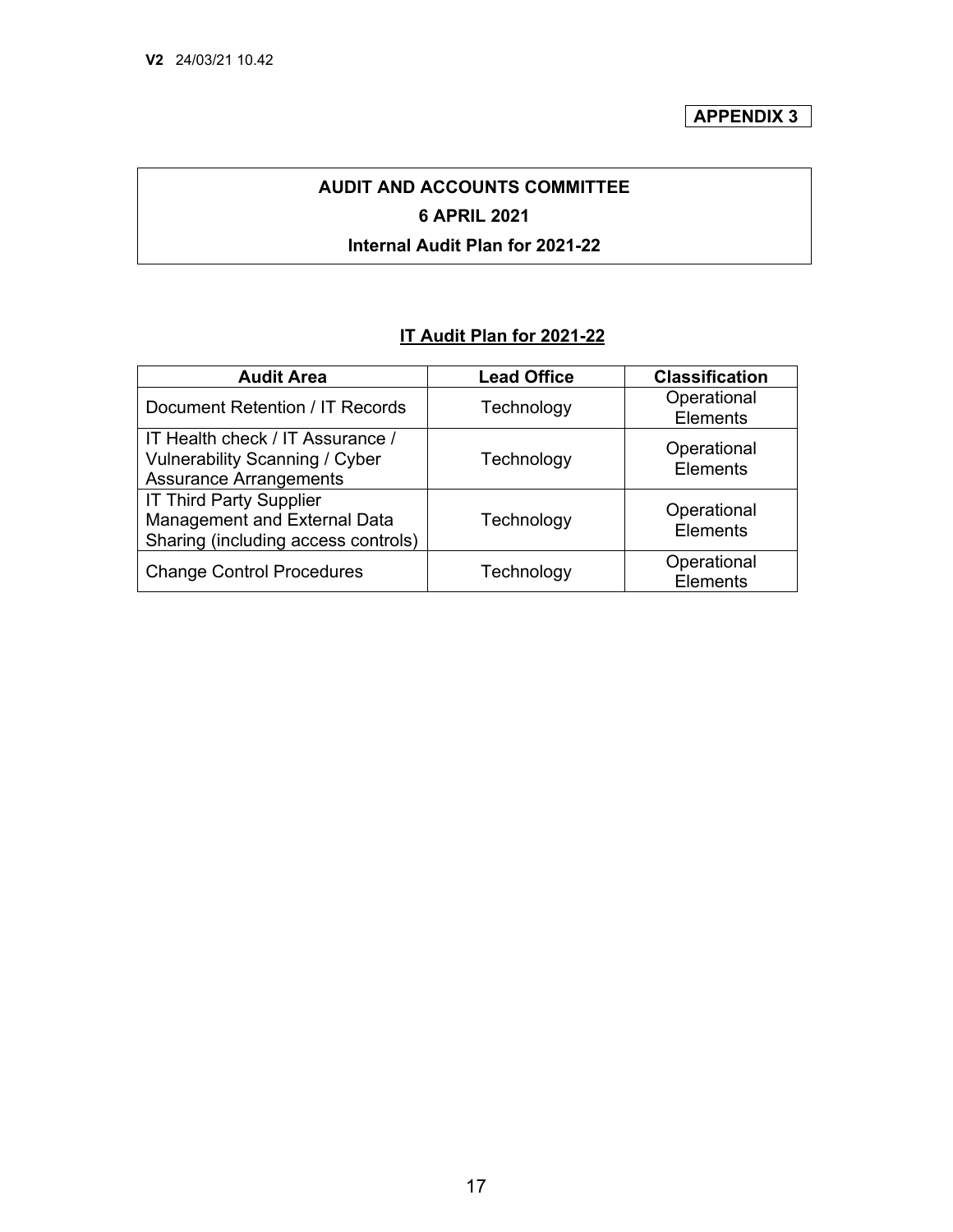**V2** 24/03/21 10.42

**APPENDIX 3**

**AUDIT AND ACCOUNTS COMMITTEE**

**6 APRIL 2021**

**Internal Audit Plan for 2021-22**

## IT Audit Plan for 2021-22

| Audit Area | Lead Office | Classification |
|---|---|---|
| Document Retention / IT Records | Technology | Operational Elements |
| IT Health check / IT Assurance / Vulnerability Scanning / Cyber Assurance Arrangements | Technology | Operational Elements |
| IT Third Party Supplier Management and External Data Sharing (including access controls) | Technology | Operational Elements |
| Change Control Procedures | Technology | Operational Elements |